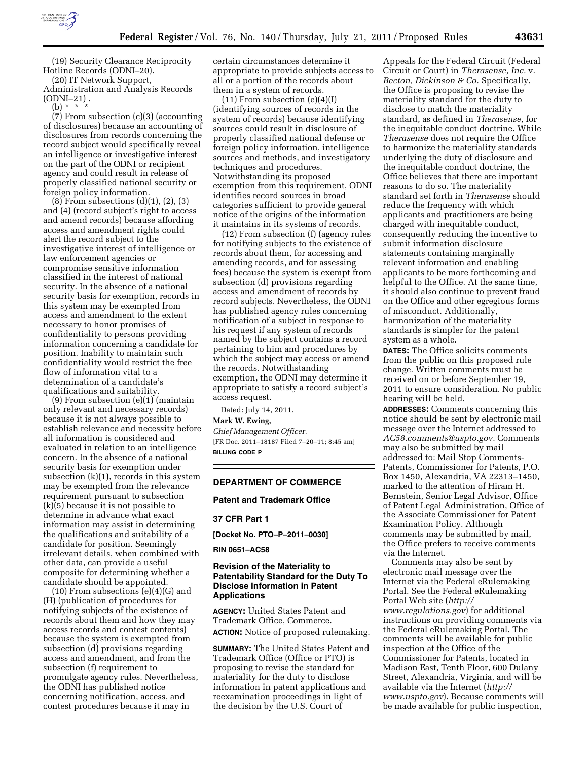(19) Security Clearance Reciprocity Hotline Records (ODNI–20).

(20) IT Network Support, Administration and Analysis Records (ODNI–21) .

(b) * * *

(7) From subsection (c)(3) (accounting of disclosures) because an accounting of disclosures from records concerning the record subject would specifically reveal an intelligence or investigative interest on the part of the ODNI or recipient agency and could result in release of properly classified national security or foreign policy information.

(8) From subsections (d)(1), (2), (3) and (4) (record subject's right to access and amend records) because affording access and amendment rights could alert the record subject to the investigative interest of intelligence or law enforcement agencies or compromise sensitive information classified in the interest of national security. In the absence of a national security basis for exemption, records in this system may be exempted from access and amendment to the extent necessary to honor promises of confidentiality to persons providing information concerning a candidate for position. Inability to maintain such confidentiality would restrict the free flow of information vital to a determination of a candidate's qualifications and suitability.

(9) From subsection (e)(1) (maintain only relevant and necessary records) because it is not always possible to establish relevance and necessity before all information is considered and evaluated in relation to an intelligence concern. In the absence of a national security basis for exemption under subsection (k)(1), records in this system may be exempted from the relevance requirement pursuant to subsection (k)(5) because it is not possible to determine in advance what exact information may assist in determining the qualifications and suitability of a candidate for position. Seemingly irrelevant details, when combined with other data, can provide a useful composite for determining whether a candidate should be appointed.

(10) From subsections (e)(4)(G) and (H) (publication of procedures for notifying subjects of the existence of records about them and how they may access records and contest contents) because the system is exempted from subsection (d) provisions regarding access and amendment, and from the subsection (f) requirement to promulgate agency rules. Nevertheless, the ODNI has published notice concerning notification, access, and contest procedures because it may in certain circumstances determine it appropriate to provide subjects access to all or a portion of the records about them in a system of records.

(11) From subsection (e)(4)(I) (identifying sources of records in the system of records) because identifying sources could result in disclosure of properly classified national defense or foreign policy information, intelligence sources and methods, and investigatory techniques and procedures. Notwithstanding its proposed exemption from this requirement, ODNI identifies record sources in broad categories sufficient to provide general notice of the origins of the information it maintains in its systems of records.

(12) From subsection (f) (agency rules for notifying subjects to the existence of records about them, for accessing and amending records, and for assessing fees) because the system is exempt from subsection (d) provisions regarding access and amendment of records by record subjects. Nevertheless, the ODNI has published agency rules concerning notification of a subject in response to his request if any system of records named by the subject contains a record pertaining to him and procedures by which the subject may access or amend the records. Notwithstanding exemption, the ODNI may determine it appropriate to satisfy a record subject's access request.

Dated: July 14, 2011.

**Mark W. Ewing,**

*Chief Management Officer.*

[FR Doc. 2011–18187 Filed 7–20–11; 8:45 am]

**BILLING CODE P**

## DEPARTMENT OF COMMERCE

### Patent and Trademark Office

### 37 CFR Part 1

**[Docket No. PTO–P–2011–0030]**

**RIN 0651–AC58**

### Revision of the Materiality to Patentability Standard for the Duty To Disclose Information in Patent Applications

**AGENCY:** United States Patent and Trademark Office, Commerce.

**ACTION:** Notice of proposed rulemaking.

**SUMMARY:** The United States Patent and Trademark Office (Office or PTO) is proposing to revise the standard for materiality for the duty to disclose information in patent applications and reexamination proceedings in light of the decision by the U.S. Court of Appeals for the Federal Circuit (Federal Circuit or Court) in *Therasense, Inc.* v. *Becton, Dickinson & Co.* Specifically, the Office is proposing to revise the materiality standard for the duty to disclose to match the materiality standard, as defined in *Therasense,* for the inequitable conduct doctrine. While *Therasense* does not require the Office to harmonize the materiality standards underlying the duty of disclosure and the inequitable conduct doctrine, the Office believes that there are important reasons to do so. The materiality standard set forth in *Therasense* should reduce the frequency with which applicants and practitioners are being charged with inequitable conduct, consequently reducing the incentive to submit information disclosure statements containing marginally relevant information and enabling applicants to be more forthcoming and helpful to the Office. At the same time, it should also continue to prevent fraud on the Office and other egregious forms of misconduct. Additionally, harmonization of the materiality standards is simpler for the patent system as a whole.

**DATES:** The Office solicits comments from the public on this proposed rule change. Written comments must be received on or before September 19, 2011 to ensure consideration. No public hearing will be held.

**ADDRESSES:** Comments concerning this notice should be sent by electronic mail message over the Internet addressed to *AC58.comments@uspto.gov.* Comments may also be submitted by mail addressed to: Mail Stop Comments-Patents, Commissioner for Patents, P.O. Box 1450, Alexandria, VA 22313–1450, marked to the attention of Hiram H. Bernstein, Senior Legal Advisor, Office of Patent Legal Administration, Office of the Associate Commissioner for Patent Examination Policy. Although comments may be submitted by mail, the Office prefers to receive comments via the Internet.

Comments may also be sent by electronic mail message over the Internet via the Federal eRulemaking Portal. See the Federal eRulemaking Portal Web site (*http://www.regulations.gov*) for additional instructions on providing comments via the Federal eRulemaking Portal. The comments will be available for public inspection at the Office of the Commissioner for Patents, located in Madison East, Tenth Floor, 600 Dulany Street, Alexandria, Virginia, and will be available via the Internet (*http://www.uspto.gov*). Because comments will be made available for public inspection,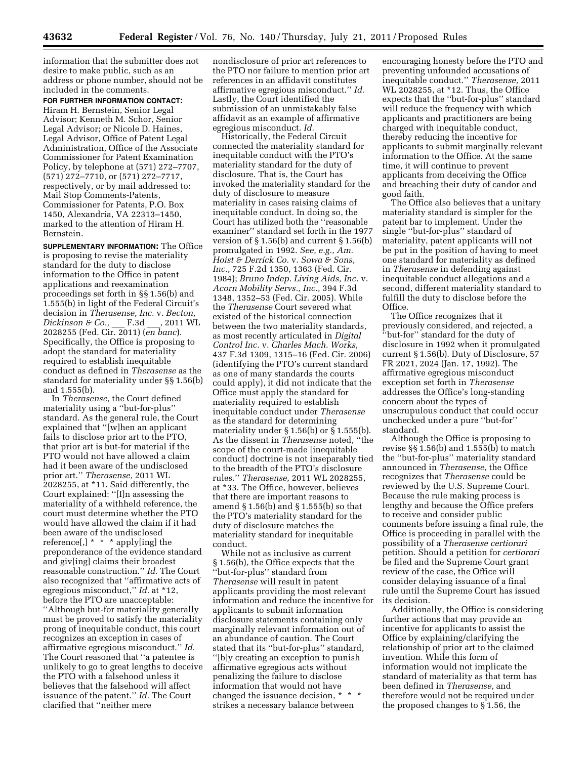information that the submitter does not desire to make public, such as an address or phone number, should not be included in the comments.

**FOR FURTHER INFORMATION CONTACT:** Hiram H. Bernstein, Senior Legal Advisor; Kenneth M. Schor, Senior Legal Advisor; or Nicole D. Haines, Legal Advisor, Office of Patent Legal Administration, Office of the Associate Commissioner for Patent Examination Policy, by telephone at (571) 272–7707, (571) 272–7710, or (571) 272–7717, respectively, or by mail addressed to: Mail Stop Comments-Patents, Commissioner for Patents, P.O. Box 1450, Alexandria, VA 22313–1450, marked to the attention of Hiram H. Bernstein.

**SUPPLEMENTARY INFORMATION:** The Office is proposing to revise the materiality standard for the duty to disclose information to the Office in patent applications and reexamination proceedings set forth in §§ 1.56(b) and 1.555(b) in light of the Federal Circuit's decision in *Therasense, Inc.* v. *Becton, Dickinson & Co.,* ___ F.3d ___, 2011 WL 2028255 (Fed. Cir. 2011) (*en banc*). Specifically, the Office is proposing to adopt the standard for materiality required to establish inequitable conduct as defined in *Therasense* as the standard for materiality under §§ 1.56(b) and 1.555(b).

In *Therasense,* the Court defined materiality using a ''but-for-plus'' standard. As the general rule, the Court explained that ''[w]hen an applicant fails to disclose prior art to the PTO, that prior art is but-for material if the PTO would not have allowed a claim had it been aware of the undisclosed prior art.'' *Therasense,* 2011 WL 2028255, at *11. Said differently, the Court explained: ''[I]n assessing the materiality of a withheld reference, the court must determine whether the PTO would have allowed the claim if it had been aware of the undisclosed reference[,] * * * apply[ing] the preponderance of the evidence standard and giv[ing] claims their broadest reasonable construction.'' *Id.* The Court also recognized that ''affirmative acts of egregious misconduct,'' *Id.* at *12, before the PTO are unacceptable: ''Although but-for materiality generally must be proved to satisfy the materiality prong of inequitable conduct, this court recognizes an exception in cases of affirmative egregious misconduct.'' *Id.* The Court reasoned that ''a patentee is unlikely to go to great lengths to deceive the PTO with a falsehood unless it believes that the falsehood will affect issuance of the patent.'' *Id.* The Court clarified that ''neither mere nondisclosure of prior art references to the PTO nor failure to mention prior art references in an affidavit constitutes affirmative egregious misconduct.'' *Id.* Lastly, the Court identified the submission of an unmistakably false affidavit as an example of affirmative egregious misconduct. *Id.*

Historically, the Federal Circuit connected the materiality standard for inequitable conduct with the PTO's materiality standard for the duty of disclosure. That is, the Court has invoked the materiality standard for the duty of disclosure to measure materiality in cases raising claims of inequitable conduct. In doing so, the Court has utilized both the ''reasonable examiner'' standard set forth in the 1977 version of § 1.56(b) and current § 1.56(b) promulgated in 1992. *See, e.g., Am. Hoist & Derrick Co.* v. *Sowa & Sons, Inc.,* 725 F.2d 1350, 1363 (Fed. Cir. 1984); *Bruno Indep. Living Aids, Inc.* v. *Acorn Mobility Servs., Inc.,* 394 F.3d 1348, 1352–53 (Fed. Cir. 2005). While the *Therasense* Court severed what existed of the historical connection between the two materiality standards, as most recently articulated in *Digital Control Inc.* v. *Charles Mach. Works,* 437 F.3d 1309, 1315–16 (Fed. Cir. 2006) (identifying the PTO's current standard as one of many standards the courts could apply), it did not indicate that the Office must apply the standard for materiality required to establish inequitable conduct under *Therasense* as the standard for determining materiality under § 1.56(b) or § 1.555(b). As the dissent in *Therasense* noted, ''the scope of the court-made [inequitable conduct] doctrine is not inseparably tied to the breadth of the PTO's disclosure rules.'' *Therasense,* 2011 WL 2028255, at *33. The Office, however, believes that there are important reasons to amend § 1.56(b) and § 1.555(b) so that the PTO's materiality standard for the duty of disclosure matches the materiality standard for inequitable conduct.

While not as inclusive as current § 1.56(b), the Office expects that the ''but-for-plus'' standard from *Therasense* will result in patent applicants providing the most relevant information and reduce the incentive for applicants to submit information disclosure statements containing only marginally relevant information out of an abundance of caution. The Court stated that its ''but-for-plus'' standard, ''[b]y creating an exception to punish affirmative egregious acts without penalizing the failure to disclose information that would not have changed the issuance decision, * * * strikes a necessary balance between encouraging honesty before the PTO and preventing unfounded accusations of inequitable conduct.'' *Therasense,* 2011 WL 2028255, at *12. Thus, the Office expects that the ''but-for-plus'' standard will reduce the frequency with which applicants and practitioners are being charged with inequitable conduct, thereby reducing the incentive for applicants to submit marginally relevant information to the Office. At the same time, it will continue to prevent applicants from deceiving the Office and breaching their duty of candor and good faith.

The Office also believes that a unitary materiality standard is simpler for the patent bar to implement. Under the single ''but-for-plus'' standard of materiality, patent applicants will not be put in the position of having to meet one standard for materiality as defined in *Therasense* in defending against inequitable conduct allegations and a second, different materiality standard to fulfill the duty to disclose before the Office.

The Office recognizes that it previously considered, and rejected, a ''but-for'' standard for the duty of disclosure in 1992 when it promulgated current § 1.56(b). Duty of Disclosure, 57 FR 2021, 2024 (Jan. 17, 1992). The affirmative egregious misconduct exception set forth in *Therasense* addresses the Office's long-standing concern about the types of unscrupulous conduct that could occur unchecked under a pure ''but-for'' standard.

Although the Office is proposing to revise §§ 1.56(b) and 1.555(b) to match the ''but-for-plus'' materiality standard announced in *Therasense,* the Office recognizes that *Therasense* could be reviewed by the U.S. Supreme Court. Because the rule making process is lengthy and because the Office prefers to receive and consider public comments before issuing a final rule, the Office is proceeding in parallel with the possibility of a *Therasense certiorari* petition. Should a petition for *certiorari* be filed and the Supreme Court grant review of the case, the Office will consider delaying issuance of a final rule until the Supreme Court has issued its decision.

Additionally, the Office is considering further actions that may provide an incentive for applicants to assist the Office by explaining/clarifying the relationship of prior art to the claimed invention. While this form of information would not implicate the standard of materiality as that term has been defined in *Therasense,* and therefore would not be required under the proposed changes to § 1.56, the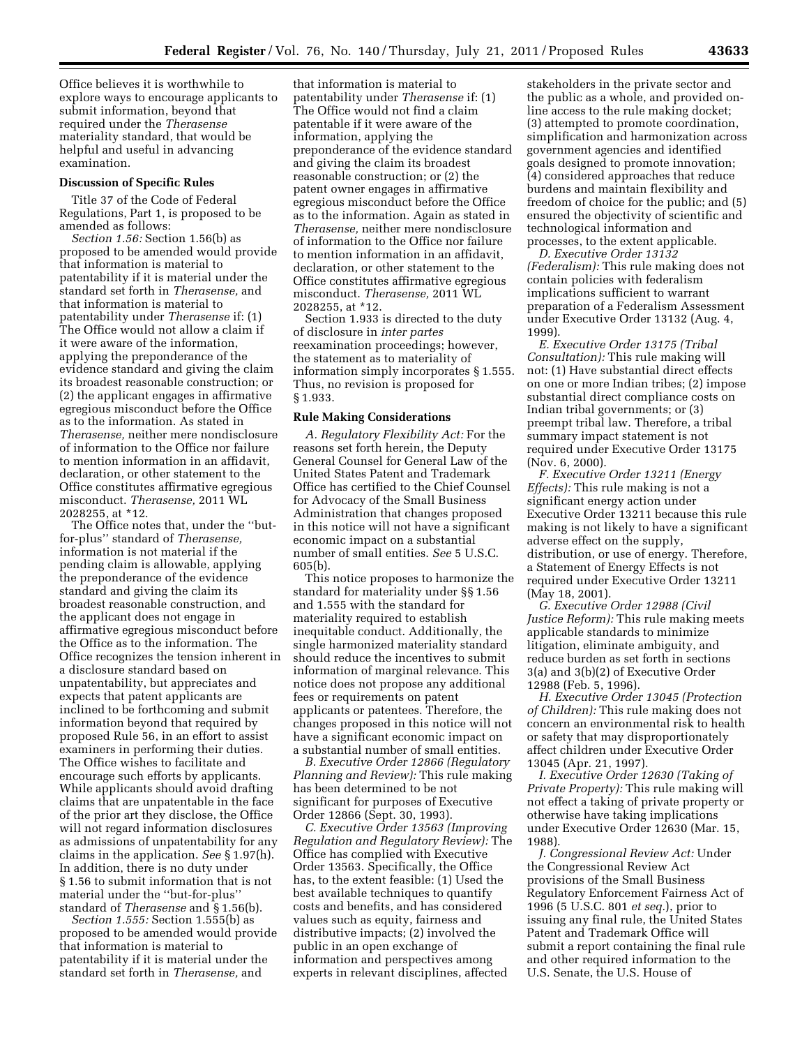Office believes it is worthwhile to explore ways to encourage applicants to submit information, beyond that required under the *Therasense* materiality standard, that would be helpful and useful in advancing examination.

**Discussion of Specific Rules**

Title 37 of the Code of Federal Regulations, Part 1, is proposed to be amended as follows:

*Section 1.56:* Section 1.56(b) as proposed to be amended would provide that information is material to patentability if it is material under the standard set forth in *Therasense,* and that information is material to patentability under *Therasense* if: (1) The Office would not allow a claim if it were aware of the information, applying the preponderance of the evidence standard and giving the claim its broadest reasonable construction; or (2) the applicant engages in affirmative egregious misconduct before the Office as to the information. As stated in *Therasense,* neither mere nondisclosure of information to the Office nor failure to mention information in an affidavit, declaration, or other statement to the Office constitutes affirmative egregious misconduct. *Therasense,* 2011 WL 2028255, at *12.

The Office notes that, under the ''but-for-plus'' standard of *Therasense,* information is not material if the pending claim is allowable, applying the preponderance of the evidence standard and giving the claim its broadest reasonable construction, and the applicant does not engage in affirmative egregious misconduct before the Office as to the information. The Office recognizes the tension inherent in a disclosure standard based on unpatentability, but appreciates and expects that patent applicants are inclined to be forthcoming and submit information beyond that required by proposed Rule 56, in an effort to assist examiners in performing their duties. The Office wishes to facilitate and encourage such efforts by applicants. While applicants should avoid drafting claims that are unpatentable in the face of the prior art they disclose, the Office will not regard information disclosures as admissions of unpatentability for any claims in the application. *See* § 1.97(h). In addition, there is no duty under § 1.56 to submit information that is not material under the ''but-for-plus'' standard of *Therasense* and § 1.56(b).

*Section 1.555:* Section 1.555(b) as proposed to be amended would provide that information is material to patentability if it is material under the standard set forth in *Therasense,* and that information is material to patentability under *Therasense* if: (1) The Office would not find a claim patentable if it were aware of the information, applying the preponderance of the evidence standard and giving the claim its broadest reasonable construction; or (2) the patent owner engages in affirmative egregious misconduct before the Office as to the information. Again as stated in *Therasense,* neither mere nondisclosure of information to the Office nor failure to mention information in an affidavit, declaration, or other statement to the Office constitutes affirmative egregious misconduct. *Therasense,* 2011 WL 2028255, at *12.

Section 1.933 is directed to the duty of disclosure in *inter partes* reexamination proceedings; however, the statement as to materiality of information simply incorporates § 1.555. Thus, no revision is proposed for § 1.933.

**Rule Making Considerations**

*A. Regulatory Flexibility Act:* For the reasons set forth herein, the Deputy General Counsel for General Law of the United States Patent and Trademark Office has certified to the Chief Counsel for Advocacy of the Small Business Administration that changes proposed in this notice will not have a significant economic impact on a substantial number of small entities. *See* 5 U.S.C. 605(b).

This notice proposes to harmonize the standard for materiality under §§ 1.56 and 1.555 with the standard for materiality required to establish inequitable conduct. Additionally, the single harmonized materiality standard should reduce the incentives to submit information of marginal relevance. This notice does not propose any additional fees or requirements on patent applicants or patentees. Therefore, the changes proposed in this notice will not have a significant economic impact on a substantial number of small entities.

*B. Executive Order 12866 (Regulatory Planning and Review):* This rule making has been determined to be not significant for purposes of Executive Order 12866 (Sept. 30, 1993).

*C. Executive Order 13563 (Improving Regulation and Regulatory Review):* The Office has complied with Executive Order 13563. Specifically, the Office has, to the extent feasible: (1) Used the best available techniques to quantify costs and benefits, and has considered values such as equity, fairness and distributive impacts; (2) involved the public in an open exchange of information and perspectives among experts in relevant disciplines, affected stakeholders in the private sector and the public as a whole, and provided on-line access to the rule making docket; (3) attempted to promote coordination, simplification and harmonization across government agencies and identified goals designed to promote innovation; (4) considered approaches that reduce burdens and maintain flexibility and freedom of choice for the public; and (5) ensured the objectivity of scientific and technological information and processes, to the extent applicable.

*D. Executive Order 13132 (Federalism):* This rule making does not contain policies with federalism implications sufficient to warrant preparation of a Federalism Assessment under Executive Order 13132 (Aug. 4, 1999).

*E. Executive Order 13175 (Tribal Consultation):* This rule making will not: (1) Have substantial direct effects on one or more Indian tribes; (2) impose substantial direct compliance costs on Indian tribal governments; or (3) preempt tribal law. Therefore, a tribal summary impact statement is not required under Executive Order 13175 (Nov. 6, 2000).

*F. Executive Order 13211 (Energy Effects):* This rule making is not a significant energy action under Executive Order 13211 because this rule making is not likely to have a significant adverse effect on the supply, distribution, or use of energy. Therefore, a Statement of Energy Effects is not required under Executive Order 13211 (May 18, 2001).

*G. Executive Order 12988 (Civil Justice Reform):* This rule making meets applicable standards to minimize litigation, eliminate ambiguity, and reduce burden as set forth in sections 3(a) and 3(b)(2) of Executive Order 12988 (Feb. 5, 1996).

*H. Executive Order 13045 (Protection of Children):* This rule making does not concern an environmental risk to health or safety that may disproportionately affect children under Executive Order 13045 (Apr. 21, 1997).

*I. Executive Order 12630 (Taking of Private Property):* This rule making will not effect a taking of private property or otherwise have taking implications under Executive Order 12630 (Mar. 15, 1988).

*J. Congressional Review Act:* Under the Congressional Review Act provisions of the Small Business Regulatory Enforcement Fairness Act of 1996 (5 U.S.C. 801 *et seq.*), prior to issuing any final rule, the United States Patent and Trademark Office will submit a report containing the final rule and other required information to the U.S. Senate, the U.S. House of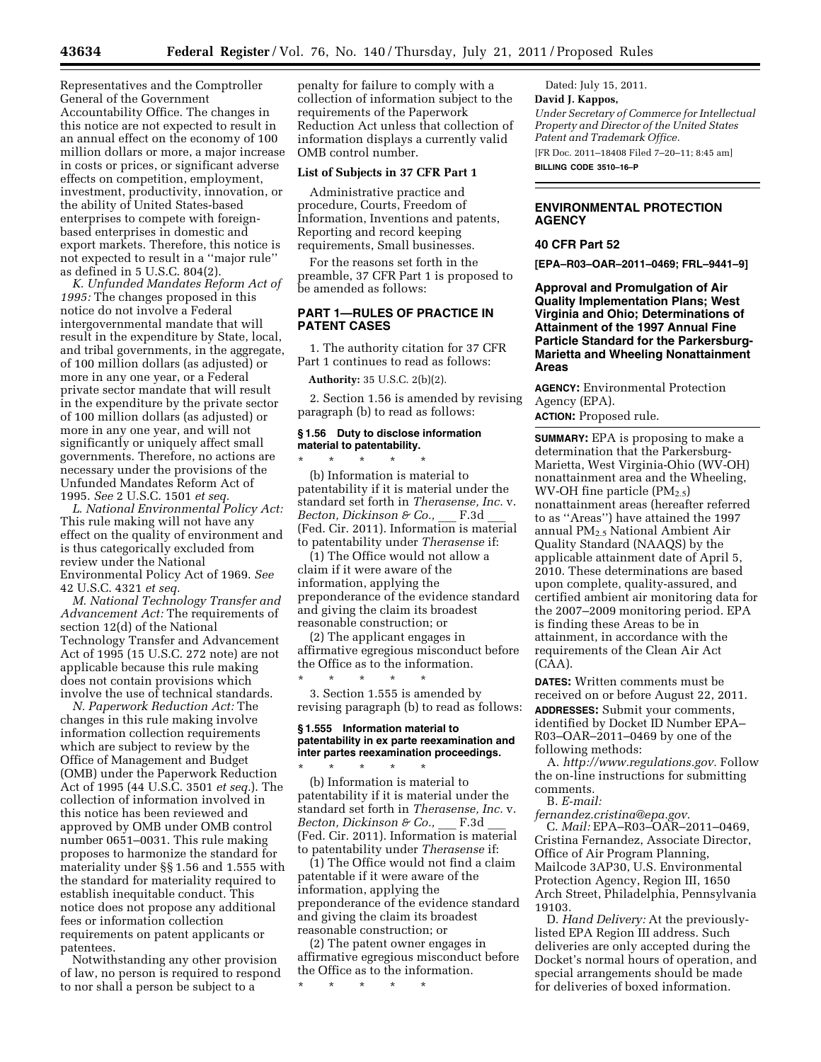Representatives and the Comptroller General of the Government Accountability Office. The changes in this notice are not expected to result in an annual effect on the economy of 100 million dollars or more, a major increase in costs or prices, or significant adverse effects on competition, employment, investment, productivity, innovation, or the ability of United States-based enterprises to compete with foreign-based enterprises in domestic and export markets. Therefore, this notice is not expected to result in a ''major rule'' as defined in 5 U.S.C. 804(2).

*K. Unfunded Mandates Reform Act of 1995:* The changes proposed in this notice do not involve a Federal intergovernmental mandate that will result in the expenditure by State, local, and tribal governments, in the aggregate, of 100 million dollars (as adjusted) or more in any one year, or a Federal private sector mandate that will result in the expenditure by the private sector of 100 million dollars (as adjusted) or more in any one year, and will not significantly or uniquely affect small governments. Therefore, no actions are necessary under the provisions of the Unfunded Mandates Reform Act of 1995. *See* 2 U.S.C. 1501 *et seq.*

*L. National Environmental Policy Act:* This rule making will not have any effect on the quality of environment and is thus categorically excluded from review under the National Environmental Policy Act of 1969. *See* 42 U.S.C. 4321 *et seq.*

*M. National Technology Transfer and Advancement Act:* The requirements of section 12(d) of the National Technology Transfer and Advancement Act of 1995 (15 U.S.C. 272 note) are not applicable because this rule making does not contain provisions which involve the use of technical standards.

*N. Paperwork Reduction Act:* The changes in this rule making involve information collection requirements which are subject to review by the Office of Management and Budget (OMB) under the Paperwork Reduction Act of 1995 (44 U.S.C. 3501 *et seq.*). The collection of information involved in this notice has been reviewed and approved by OMB under OMB control number 0651–0031. This rule making proposes to harmonize the standard for materiality under §§ 1.56 and 1.555 with the standard for materiality required to establish inequitable conduct. This notice does not propose any additional fees or information collection requirements on patent applicants or patentees.

Notwithstanding any other provision of law, no person is required to respond to nor shall a person be subject to a penalty for failure to comply with a collection of information subject to the requirements of the Paperwork Reduction Act unless that collection of information displays a currently valid OMB control number.

**List of Subjects in 37 CFR Part 1**

Administrative practice and procedure, Courts, Freedom of Information, Inventions and patents, Reporting and record keeping requirements, Small businesses.

For the reasons set forth in the preamble, 37 CFR Part 1 is proposed to be amended as follows:

## PART 1—RULES OF PRACTICE IN PATENT CASES

1. The authority citation for 37 CFR Part 1 continues to read as follows:

**Authority:** 35 U.S.C. 2(b)(2).

2. Section 1.56 is amended by revising paragraph (b) to read as follows:

### § 1.56 Duty to disclose information material to patentability.

\* \* \* \* \*

(b) Information is material to patentability if it is material under the standard set forth in *Therasense, Inc.* v. *Becton, Dickinson & Co.,* \_\_\_ F.3d \_\_\_ (Fed. Cir. 2011). Information is material to patentability under *Therasense* if:

(1) The Office would not allow a claim if it were aware of the information, applying the preponderance of the evidence standard and giving the claim its broadest reasonable construction; or

(2) The applicant engages in affirmative egregious misconduct before the Office as to the information.

\* \* \* \* \*

3. Section 1.555 is amended by revising paragraph (b) to read as follows:

### § 1.555 Information material to patentability in ex parte reexamination and inter partes reexamination proceedings.

\* \* \* \* \*

(b) Information is material to patentability if it is material under the standard set forth in *Therasense, Inc.* v. *Becton, Dickinson & Co.,* \_\_\_ F.3d \_\_\_ (Fed. Cir. 2011). Information is material to patentability under *Therasense* if:

(1) The Office would not find a claim patentable if it were aware of the information, applying the preponderance of the evidence standard and giving the claim its broadest reasonable construction; or

(2) The patent owner engages in affirmative egregious misconduct before the Office as to the information.

\* \* \* \* \*

Dated: July 15, 2011.

**David J. Kappos,**

*Under Secretary of Commerce for Intellectual Property and Director of the United States Patent and Trademark Office.*

[FR Doc. 2011–18408 Filed 7–20–11; 8:45 am]

**BILLING CODE 3510–16–P**

---

## ENVIRONMENTAL PROTECTION AGENCY

### 40 CFR Part 52

**[EPA–R03–OAR–2011–0469; FRL–9441–9]**

### Approval and Promulgation of Air Quality Implementation Plans; West Virginia and Ohio; Determinations of Attainment of the 1997 Annual Fine Particle Standard for the Parkersburg-Marietta and Wheeling Nonattainment Areas

**AGENCY:** Environmental Protection Agency (EPA).

**ACTION:** Proposed rule.

**SUMMARY:** EPA is proposing to make a determination that the Parkersburg-Marietta, West Virginia-Ohio (WV-OH) nonattainment area and the Wheeling, WV-OH fine particle ($PM_{2.5}$) nonattainment areas (hereafter referred to as ''Areas'') have attained the 1997 annual $PM_{2.5}$ National Ambient Air Quality Standard (NAAQS) by the applicable attainment date of April 5, 2010. These determinations are based upon complete, quality-assured, and certified ambient air monitoring data for the 2007–2009 monitoring period. EPA is finding these Areas to be in attainment, in accordance with the requirements of the Clean Air Act (CAA).

**DATES:** Written comments must be received on or before August 22, 2011.

**ADDRESSES:** Submit your comments, identified by Docket ID Number EPA–R03–OAR–2011–0469 by one of the following methods:

A. *http://www.regulations.gov.* Follow the on-line instructions for submitting comments.

B. *E-mail: fernandez.cristina@epa.gov.*

C. *Mail:* EPA–R03–OAR–2011–0469, Cristina Fernandez, Associate Director, Office of Air Program Planning, Mailcode 3AP30, U.S. Environmental Protection Agency, Region III, 1650 Arch Street, Philadelphia, Pennsylvania 19103.

D. *Hand Delivery:* At the previously-listed EPA Region III address. Such deliveries are only accepted during the Docket's normal hours of operation, and special arrangements should be made for deliveries of boxed information.